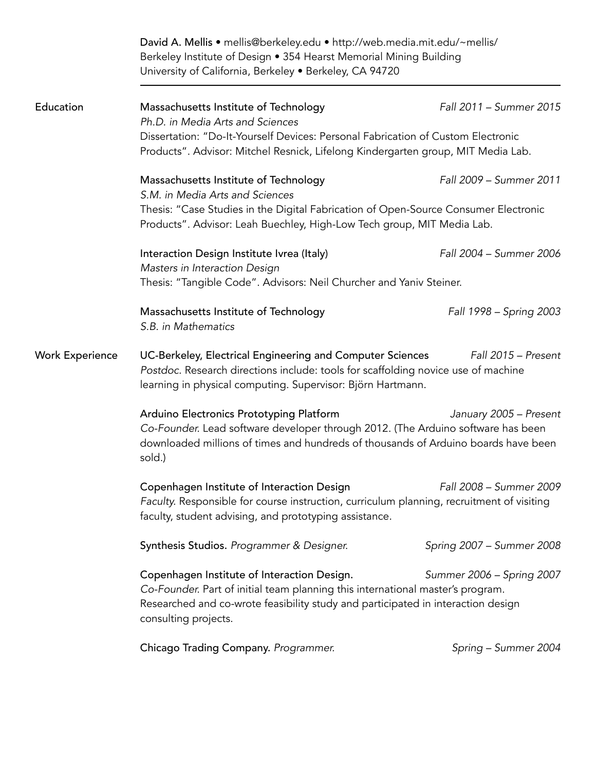**David A. Mellis** • mellis@berkeley.edu • http://web.media.mit.edu/~mellis/
Berkeley Institute of Design • 354 Hearst Memorial Mining Building
University of California, Berkeley • Berkeley, CA 94720

---

## Education

**Massachusetts Institute of Technology** — *Fall 2011 – Summer 2015*
*Ph.D. in Media Arts and Sciences*
Dissertation: "Do-It-Yourself Devices: Personal Fabrication of Custom Electronic Products". Advisor: Mitchel Resnick, Lifelong Kindergarten group, MIT Media Lab.

**Massachusetts Institute of Technology** — *Fall 2009 – Summer 2011*
*S.M. in Media Arts and Sciences*
Thesis: "Case Studies in the Digital Fabrication of Open-Source Consumer Electronic Products". Advisor: Leah Buechley, High-Low Tech group, MIT Media Lab.

**Interaction Design Institute Ivrea (Italy)** — *Fall 2004 – Summer 2006*
*Masters in Interaction Design*
Thesis: "Tangible Code". Advisors: Neil Churcher and Yaniv Steiner.

**Massachusetts Institute of Technology** — *Fall 1998 – Spring 2003*
*S.B. in Mathematics*

## Work Experience

**UC-Berkeley, Electrical Engineering and Computer Sciences** — *Fall 2015 – Present*
*Postdoc.* Research directions include: tools for scaffolding novice use of machine learning in physical computing. Supervisor: Björn Hartmann.

**Arduino Electronics Prototyping Platform** — *January 2005 – Present*
*Co-Founder.* Lead software developer through 2012. (The Arduino software has been downloaded millions of times and hundreds of thousands of Arduino boards have been sold.)

**Copenhagen Institute of Interaction Design** — *Fall 2008 – Summer 2009*
*Faculty.* Responsible for course instruction, curriculum planning, recruitment of visiting faculty, student advising, and prototyping assistance.

**Synthesis Studios.** *Programmer & Designer.* — *Spring 2007 – Summer 2008*

**Copenhagen Institute of Interaction Design.** — *Summer 2006 – Spring 2007*
*Co-Founder.* Part of initial team planning this international master's program. Researched and co-wrote feasibility study and participated in interaction design consulting projects.

**Chicago Trading Company.** *Programmer.* — *Spring – Summer 2004*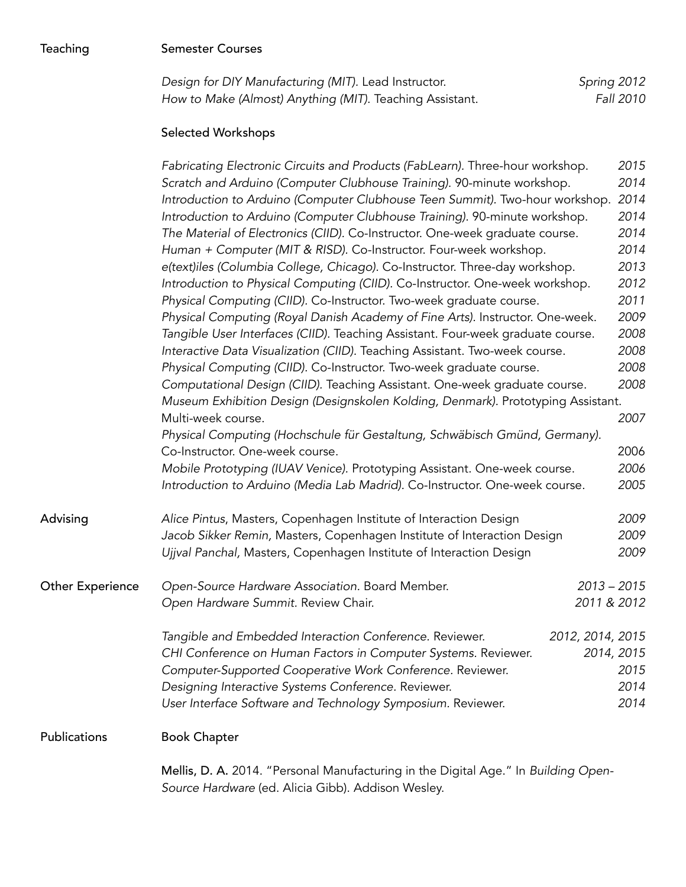## Teaching

### Semester Courses

*Design for DIY Manufacturing (MIT).* Lead Instructor. *Spring 2012*
*How to Make (Almost) Anything (MIT).* Teaching Assistant. *Fall 2010*

### Selected Workshops

*Fabricating Electronic Circuits and Products (FabLearn).* Three-hour workshop. *2015*
*Scratch and Arduino (Computer Clubhouse Training).* 90-minute workshop. *2014*
*Introduction to Arduino (Computer Clubhouse Teen Summit).* Two-hour workshop. *2014*
*Introduction to Arduino (Computer Clubhouse Training).* 90-minute workshop. *2014*
*The Material of Electronics (CIID).* Co-Instructor. One-week graduate course. *2014*
*Human + Computer (MIT & RISD).* Co-Instructor. Four-week workshop. *2014*
*e(text)iles (Columbia College, Chicago).* Co-Instructor. Three-day workshop. *2013*
*Introduction to Physical Computing (CIID).* Co-Instructor. One-week workshop. *2012*
*Physical Computing (CIID).* Co-Instructor. Two-week graduate course. *2011*
*Physical Computing (Royal Danish Academy of Fine Arts).* Instructor. One-week. *2009*
*Tangible User Interfaces (CIID).* Teaching Assistant. Four-week graduate course. *2008*
*Interactive Data Visualization (CIID).* Teaching Assistant. Two-week course. *2008*
*Physical Computing (CIID).* Co-Instructor. Two-week graduate course. *2008*
*Computational Design (CIID).* Teaching Assistant. One-week graduate course. *2008*
*Museum Exhibition Design (Designskolen Kolding, Denmark).* Prototyping Assistant. Multi-week course. *2007*
*Physical Computing (Hochschule für Gestaltung, Schwäbisch Gmünd, Germany).* Co-Instructor. One-week course. 2006
*Mobile Prototyping (IUAV Venice).* Prototyping Assistant. One-week course. *2006*
*Introduction to Arduino (Media Lab Madrid).* Co-Instructor. One-week course. *2005*

## Advising

*Alice Pintus*, Masters, Copenhagen Institute of Interaction Design *2009*
*Jacob Sikker Remin,* Masters, Copenhagen Institute of Interaction Design *2009*
*Ujjval Panchal,* Masters, Copenhagen Institute of Interaction Design *2009*

## Other Experience

*Open-Source Hardware Association.* Board Member. *2013 – 2015*
*Open Hardware Summit.* Review Chair. *2011 & 2012*

*Tangible and Embedded Interaction Conference*. Reviewer. *2012, 2014, 2015*
*CHI Conference on Human Factors in Computer Systems*. Reviewer. *2014, 2015*
*Computer-Supported Cooperative Work Conference*. Reviewer. *2015*
*Designing Interactive Systems Conference*. Reviewer. *2014*
*User Interface Software and Technology Symposium*. Reviewer. *2014*

## Publications

### Book Chapter

**Mellis, D. A.** 2014. "Personal Manufacturing in the Digital Age." In *Building Open-Source Hardware* (ed. Alicia Gibb). Addison Wesley.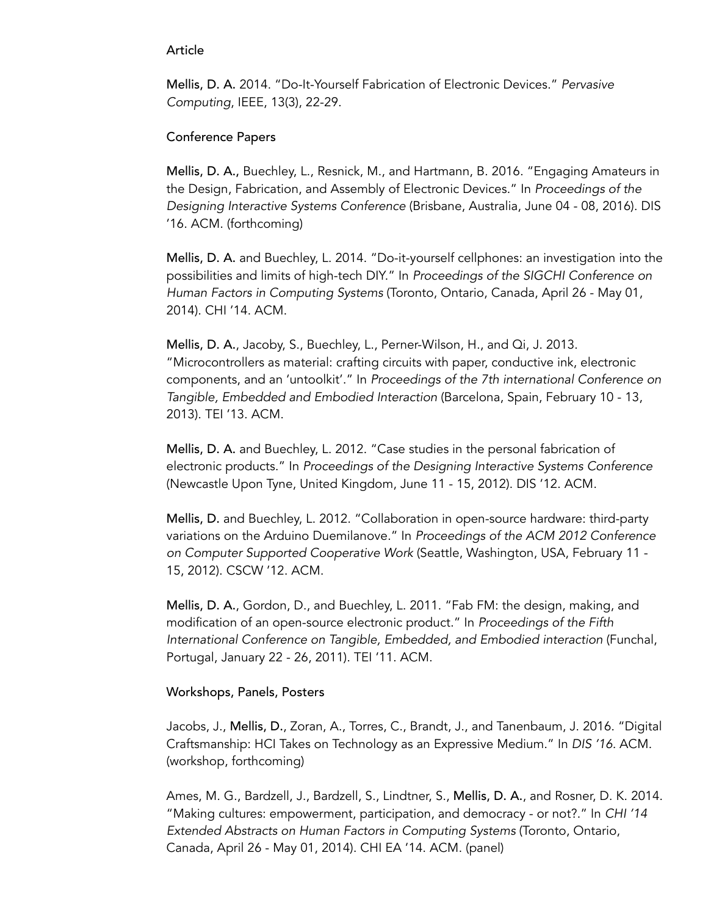### Article

**Mellis, D. A.** 2014. "Do-It-Yourself Fabrication of Electronic Devices." *Pervasive Computing*, IEEE, 13(3), 22-29.

### Conference Papers

**Mellis, D. A.,** Buechley, L., Resnick, M., and Hartmann, B. 2016. "Engaging Amateurs in the Design, Fabrication, and Assembly of Electronic Devices." In *Proceedings of the Designing Interactive Systems Conference* (Brisbane, Australia, June 04 - 08, 2016). DIS '16. ACM. (forthcoming)

**Mellis, D. A.** and Buechley, L. 2014. "Do-it-yourself cellphones: an investigation into the possibilities and limits of high-tech DIY." In *Proceedings of the SIGCHI Conference on Human Factors in Computing Systems* (Toronto, Ontario, Canada, April 26 - May 01, 2014). CHI '14. ACM.

**Mellis, D. A.**, Jacoby, S., Buechley, L., Perner-Wilson, H., and Qi, J. 2013. "Microcontrollers as material: crafting circuits with paper, conductive ink, electronic components, and an 'untoolkit'." In *Proceedings of the 7th international Conference on Tangible, Embedded and Embodied Interaction* (Barcelona, Spain, February 10 - 13, 2013). TEI '13. ACM.

**Mellis, D. A.** and Buechley, L. 2012. "Case studies in the personal fabrication of electronic products." In *Proceedings of the Designing Interactive Systems Conference* (Newcastle Upon Tyne, United Kingdom, June 11 - 15, 2012). DIS '12. ACM.

**Mellis, D.** and Buechley, L. 2012. "Collaboration in open-source hardware: third-party variations on the Arduino Duemilanove." In *Proceedings of the ACM 2012 Conference on Computer Supported Cooperative Work* (Seattle, Washington, USA, February 11 - 15, 2012). CSCW '12. ACM.

**Mellis, D. A.**, Gordon, D., and Buechley, L. 2011. "Fab FM: the design, making, and modification of an open-source electronic product." In *Proceedings of the Fifth International Conference on Tangible, Embedded, and Embodied interaction* (Funchal, Portugal, January 22 - 26, 2011). TEI '11. ACM.

### Workshops, Panels, Posters

Jacobs, J., **Mellis, D.**, Zoran, A., Torres, C., Brandt, J., and Tanenbaum, J. 2016. "Digital Craftsmanship: HCI Takes on Technology as an Expressive Medium." In *DIS '16*. ACM. (workshop, forthcoming)

Ames, M. G., Bardzell, J., Bardzell, S., Lindtner, S., **Mellis, D. A.**, and Rosner, D. K. 2014. "Making cultures: empowerment, participation, and democracy - or not?." In *CHI '14 Extended Abstracts on Human Factors in Computing Systems* (Toronto, Ontario, Canada, April 26 - May 01, 2014). CHI EA '14. ACM. (panel)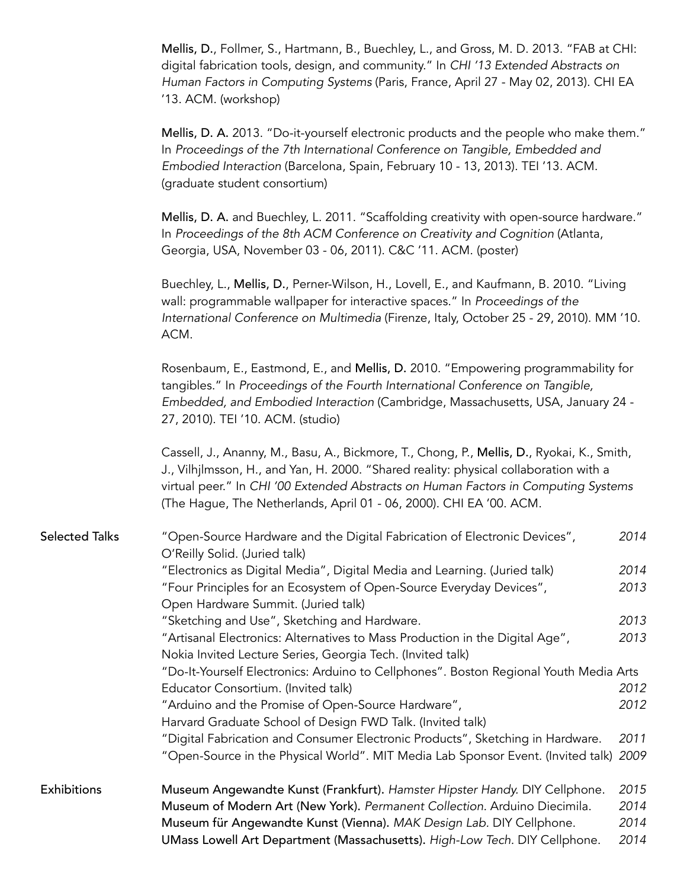**Mellis, D.**, Follmer, S., Hartmann, B., Buechley, L., and Gross, M. D. 2013. "FAB at CHI: digital fabrication tools, design, and community." In *CHI '13 Extended Abstracts on Human Factors in Computing Systems* (Paris, France, April 27 - May 02, 2013). CHI EA '13. ACM. (workshop)

**Mellis, D. A.** 2013. "Do-it-yourself electronic products and the people who make them." In *Proceedings of the 7th International Conference on Tangible, Embedded and Embodied Interaction* (Barcelona, Spain, February 10 - 13, 2013). TEI '13. ACM. (graduate student consortium)

**Mellis, D. A.** and Buechley, L. 2011. "Scaffolding creativity with open-source hardware." In *Proceedings of the 8th ACM Conference on Creativity and Cognition* (Atlanta, Georgia, USA, November 03 - 06, 2011). C&C '11. ACM. (poster)

Buechley, L., **Mellis, D.**, Perner-Wilson, H., Lovell, E., and Kaufmann, B. 2010. "Living wall: programmable wallpaper for interactive spaces." In *Proceedings of the International Conference on Multimedia* (Firenze, Italy, October 25 - 29, 2010). MM '10. ACM.

Rosenbaum, E., Eastmond, E., and **Mellis, D.** 2010. "Empowering programmability for tangibles." In *Proceedings of the Fourth International Conference on Tangible, Embedded, and Embodied Interaction* (Cambridge, Massachusetts, USA, January 24 - 27, 2010). TEI '10. ACM. (studio)

Cassell, J., Ananny, M., Basu, A., Bickmore, T., Chong, P., **Mellis, D.**, Ryokai, K., Smith, J., Vilhjlmsson, H., and Yan, H. 2000. "Shared reality: physical collaboration with a virtual peer." In *CHI '00 Extended Abstracts on Human Factors in Computing Systems* (The Hague, The Netherlands, April 01 - 06, 2000). CHI EA '00. ACM.

## Selected Talks

- "Open-Source Hardware and the Digital Fabrication of Electronic Devices", O'Reilly Solid. (Juried talk) — *2014*
- "Electronics as Digital Media", Digital Media and Learning. (Juried talk) — *2014*
- "Four Principles for an Ecosystem of Open-Source Everyday Devices", Open Hardware Summit. (Juried talk) — *2013*
- "Sketching and Use", Sketching and Hardware. — *2013*
- "Artisanal Electronics: Alternatives to Mass Production in the Digital Age", Nokia Invited Lecture Series, Georgia Tech. (Invited talk) — *2013*
- "Do-It-Yourself Electronics: Arduino to Cellphones". Boston Regional Youth Media Arts Educator Consortium. (Invited talk) — *2012*
- "Arduino and the Promise of Open-Source Hardware", Harvard Graduate School of Design FWD Talk. (Invited talk) — *2012*
- "Digital Fabrication and Consumer Electronic Products", Sketching in Hardware. — *2011*
- "Open-Source in the Physical World". MIT Media Lab Sponsor Event. (Invited talk) — *2009*

## Exhibitions

- **Museum Angewandte Kunst (Frankfurt).** *Hamster Hipster Handy.* DIY Cellphone. — *2015*
- **Museum of Modern Art (New York).** *Permanent Collection.* Arduino Diecimila. — *2014*
- **Museum für Angewandte Kunst (Vienna).** *MAK Design Lab.* DIY Cellphone. — *2014*
- **UMass Lowell Art Department (Massachusetts).** *High-Low Tech.* DIY Cellphone. — *2014*